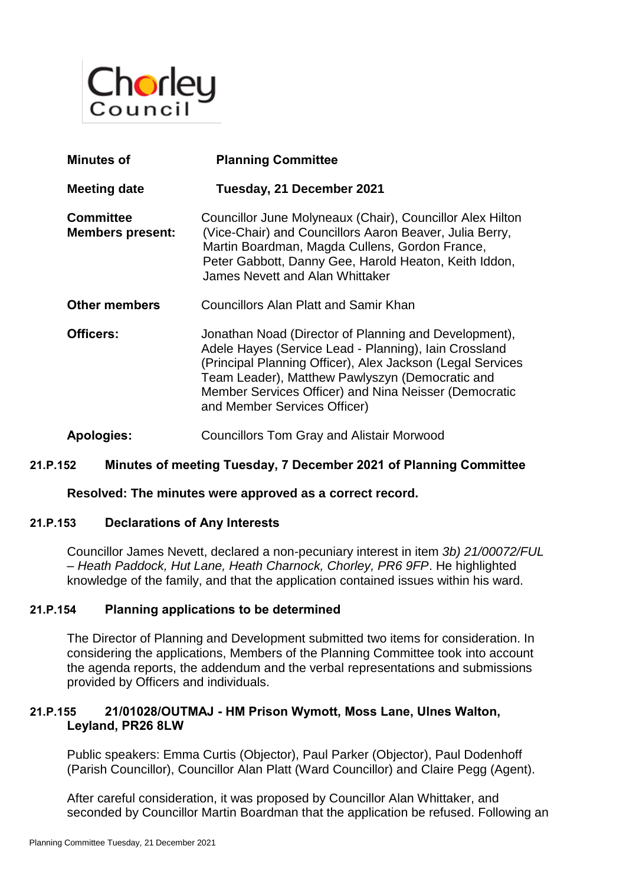Chorley Council

| | |
|---|---|
| **Minutes of** | **Planning Committee** |
| **Meeting date** | **Tuesday, 21 December 2021** |
| **Committee Members present:** | Councillor June Molyneaux (Chair), Councillor Alex Hilton (Vice-Chair) and Councillors Aaron Beaver, Julia Berry, Martin Boardman, Magda Cullens, Gordon France, Peter Gabbott, Danny Gee, Harold Heaton, Keith Iddon, James Nevett and Alan Whittaker |
| **Other members** | Councillors Alan Platt and Samir Khan |
| **Officers:** | Jonathan Noad (Director of Planning and Development), Adele Hayes (Service Lead - Planning), Iain Crossland (Principal Planning Officer), Alex Jackson (Legal Services Team Leader), Matthew Pawlyszyn (Democratic and Member Services Officer) and Nina Neisser (Democratic and Member Services Officer) |
| **Apologies:** | Councillors Tom Gray and Alistair Morwood |

### 21.P.152 Minutes of meeting Tuesday, 7 December 2021 of Planning Committee

**Resolved: The minutes were approved as a correct record.**

### 21.P.153 Declarations of Any Interests

Councillor James Nevett, declared a non-pecuniary interest in item *3b) 21/00072/FUL – Heath Paddock, Hut Lane, Heath Charnock, Chorley, PR6 9FP*. He highlighted knowledge of the family, and that the application contained issues within his ward.

### 21.P.154 Planning applications to be determined

The Director of Planning and Development submitted two items for consideration. In considering the applications, Members of the Planning Committee took into account the agenda reports, the addendum and the verbal representations and submissions provided by Officers and individuals.

### 21.P.155 21/01028/OUTMAJ - HM Prison Wymott, Moss Lane, Ulnes Walton, Leyland, PR26 8LW

Public speakers: Emma Curtis (Objector), Paul Parker (Objector), Paul Dodenhoff (Parish Councillor), Councillor Alan Platt (Ward Councillor) and Claire Pegg (Agent).

After careful consideration, it was proposed by Councillor Alan Whittaker, and seconded by Councillor Martin Boardman that the application be refused. Following an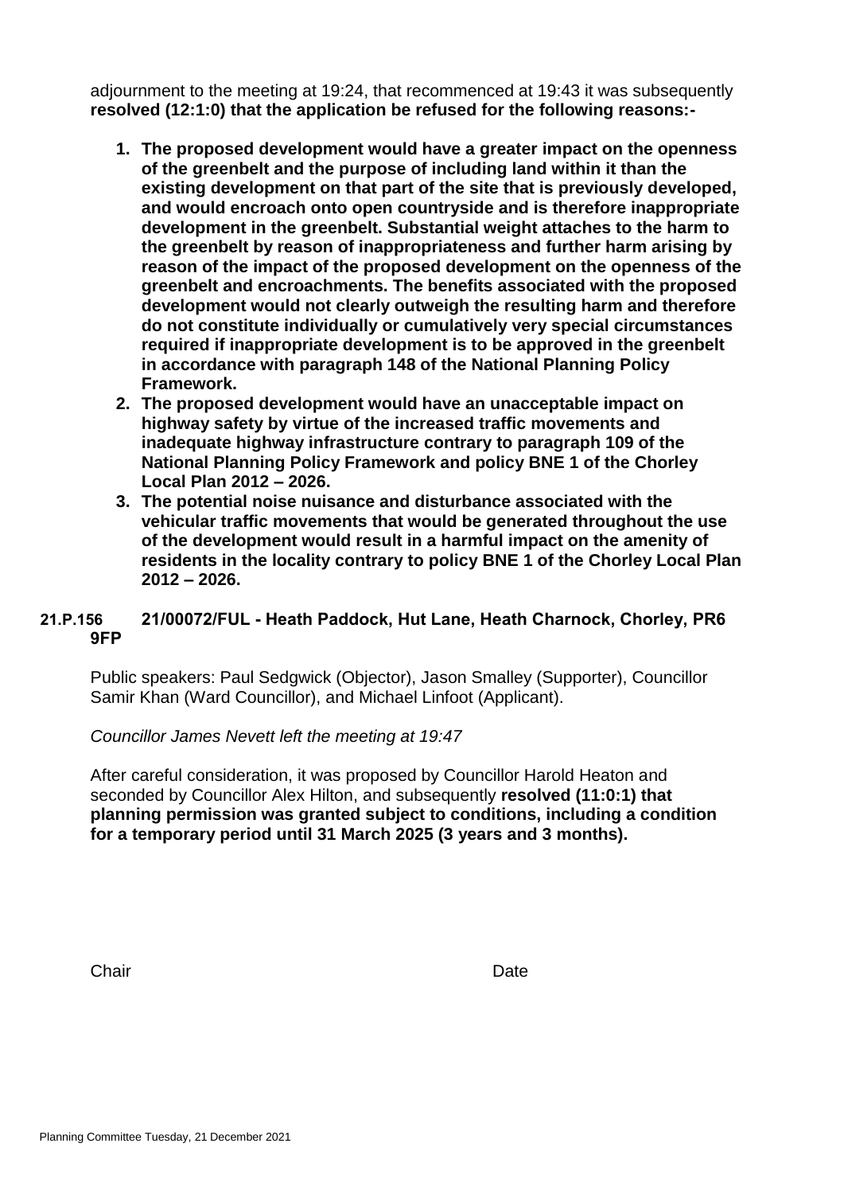adjournment to the meeting at 19:24, that recommenced at 19:43 it was subsequently **resolved (12:1:0) that the application be refused for the following reasons:-**

1. **The proposed development would have a greater impact on the openness of the greenbelt and the purpose of including land within it than the existing development on that part of the site that is previously developed, and would encroach onto open countryside and is therefore inappropriate development in the greenbelt. Substantial weight attaches to the harm to the greenbelt by reason of inappropriateness and further harm arising by reason of the impact of the proposed development on the openness of the greenbelt and encroachments. The benefits associated with the proposed development would not clearly outweigh the resulting harm and therefore do not constitute individually or cumulatively very special circumstances required if inappropriate development is to be approved in the greenbelt in accordance with paragraph 148 of the National Planning Policy Framework.**
2. **The proposed development would have an unacceptable impact on highway safety by virtue of the increased traffic movements and inadequate highway infrastructure contrary to paragraph 109 of the National Planning Policy Framework and policy BNE 1 of the Chorley Local Plan 2012 – 2026.**
3. **The potential noise nuisance and disturbance associated with the vehicular traffic movements that would be generated throughout the use of the development would result in a harmful impact on the amenity of residents in the locality contrary to policy BNE 1 of the Chorley Local Plan 2012 – 2026.**

## 21.P.156 21/00072/FUL - Heath Paddock, Hut Lane, Heath Charnock, Chorley, PR6 9FP

Public speakers: Paul Sedgwick (Objector), Jason Smalley (Supporter), Councillor Samir Khan (Ward Councillor), and Michael Linfoot (Applicant).

*Councillor James Nevett left the meeting at 19:47*

After careful consideration, it was proposed by Councillor Harold Heaton and seconded by Councillor Alex Hilton, and subsequently **resolved (11:0:1) that planning permission was granted subject to conditions, including a condition for a temporary period until 31 March 2025 (3 years and 3 months).**

Chair Date